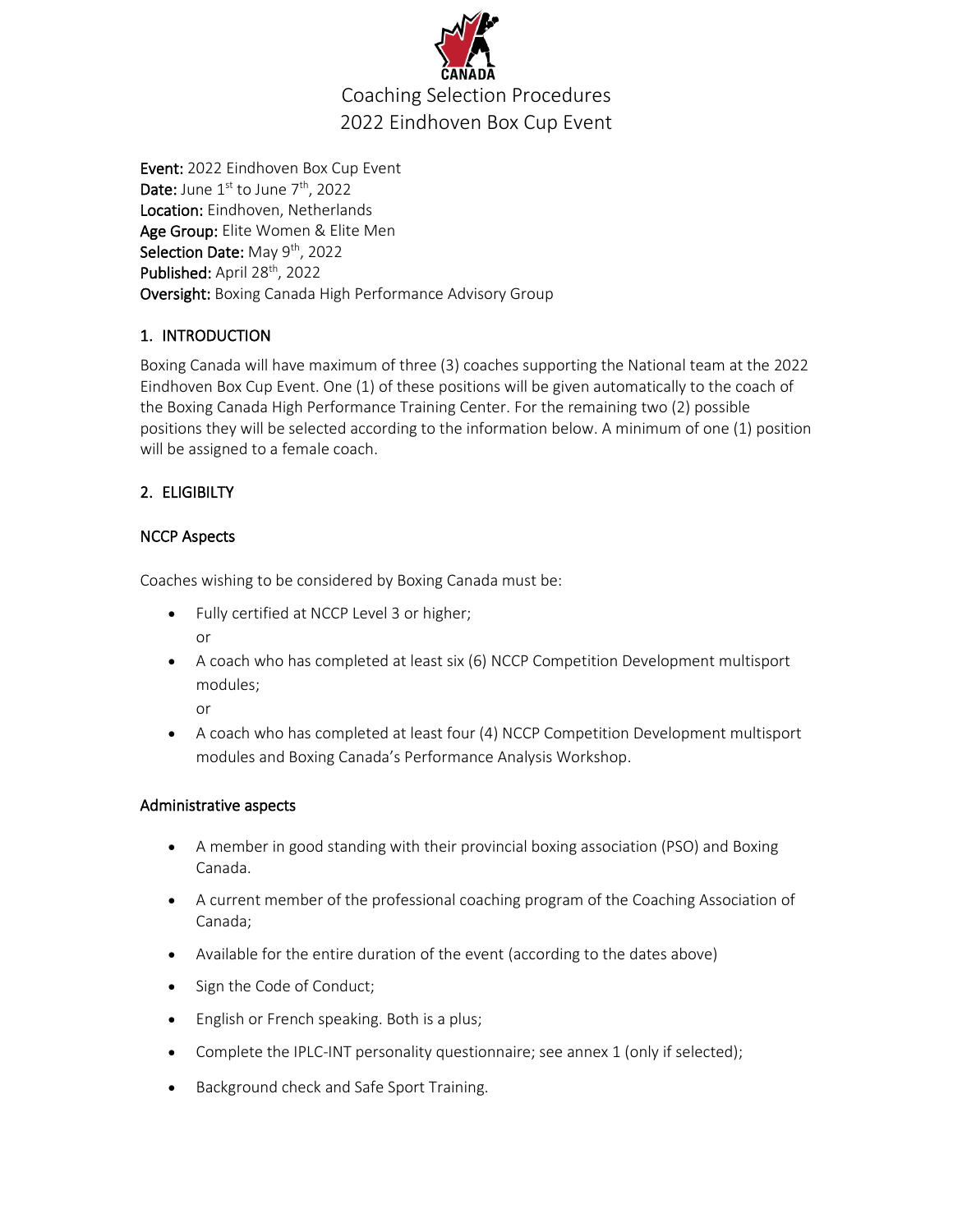# Coaching Selection Procedures
# 2022 Eindhoven Box Cup Event

**Event:** 2022 Eindhoven Box Cup Event
**Date:** June 1st to June 7th, 2022
**Location:** Eindhoven, Netherlands
**Age Group:** Elite Women & Elite Men
**Selection Date:** May 9th, 2022
**Published:** April 28th, 2022
**Oversight:** Boxing Canada High Performance Advisory Group

## 1. INTRODUCTION

Boxing Canada will have maximum of three (3) coaches supporting the National team at the 2022 Eindhoven Box Cup Event. One (1) of these positions will be given automatically to the coach of the Boxing Canada High Performance Training Center. For the remaining two (2) possible positions they will be selected according to the information below. A minimum of one (1) position will be assigned to a female coach.

## 2. ELIGIBILTY

### NCCP Aspects

Coaches wishing to be considered by Boxing Canada must be:

- Fully certified at NCCP Level 3 or higher;
  or
- A coach who has completed at least six (6) NCCP Competition Development multisport modules;
  or
- A coach who has completed at least four (4) NCCP Competition Development multisport modules and Boxing Canada's Performance Analysis Workshop.

### Administrative aspects

- A member in good standing with their provincial boxing association (PSO) and Boxing Canada.
- A current member of the professional coaching program of the Coaching Association of Canada;
- Available for the entire duration of the event (according to the dates above)
- Sign the Code of Conduct;
- English or French speaking. Both is a plus;
- Complete the IPLC-INT personality questionnaire; see annex 1 (only if selected);
- Background check and Safe Sport Training.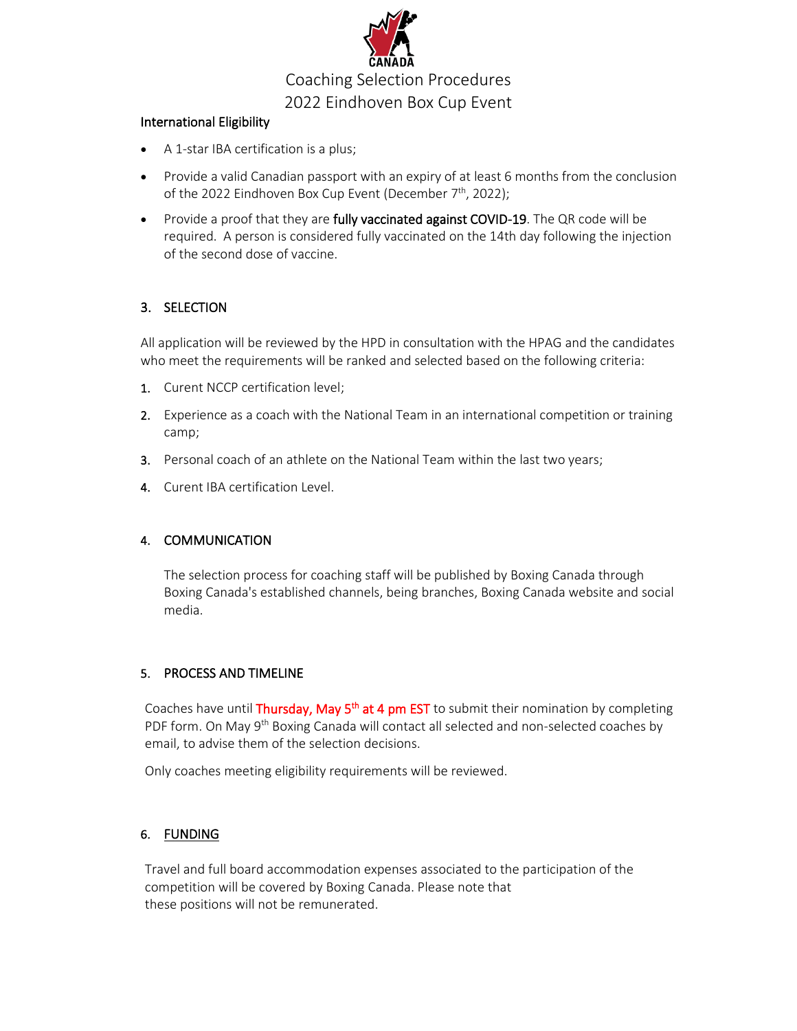CANADA

Coaching Selection Procedures
2022 Eindhoven Box Cup Event

International Eligibility

- A 1-star IBA certification is a plus;
- Provide a valid Canadian passport with an expiry of at least 6 months from the conclusion of the 2022 Eindhoven Box Cup Event (December 7th, 2022);
- Provide a proof that they are fully vaccinated against COVID-19. The QR code will be required. A person is considered fully vaccinated on the 14th day following the injection of the second dose of vaccine.

## 3. SELECTION

All application will be reviewed by the HPD in consultation with the HPAG and the candidates who meet the requirements will be ranked and selected based on the following criteria:

1. Curent NCCP certification level;
2. Experience as a coach with the National Team in an international competition or training camp;
3. Personal coach of an athlete on the National Team within the last two years;
4. Curent IBA certification Level.

## 4. COMMUNICATION

The selection process for coaching staff will be published by Boxing Canada through Boxing Canada's established channels, being branches, Boxing Canada website and social media.

## 5. PROCESS AND TIMELINE

Coaches have until Thursday, May 5th at 4 pm EST to submit their nomination by completing PDF form. On May 9th Boxing Canada will contact all selected and non-selected coaches by email, to advise them of the selection decisions.

Only coaches meeting eligibility requirements will be reviewed.

## 6. FUNDING

Travel and full board accommodation expenses associated to the participation of the competition will be covered by Boxing Canada. Please note that these positions will not be remunerated.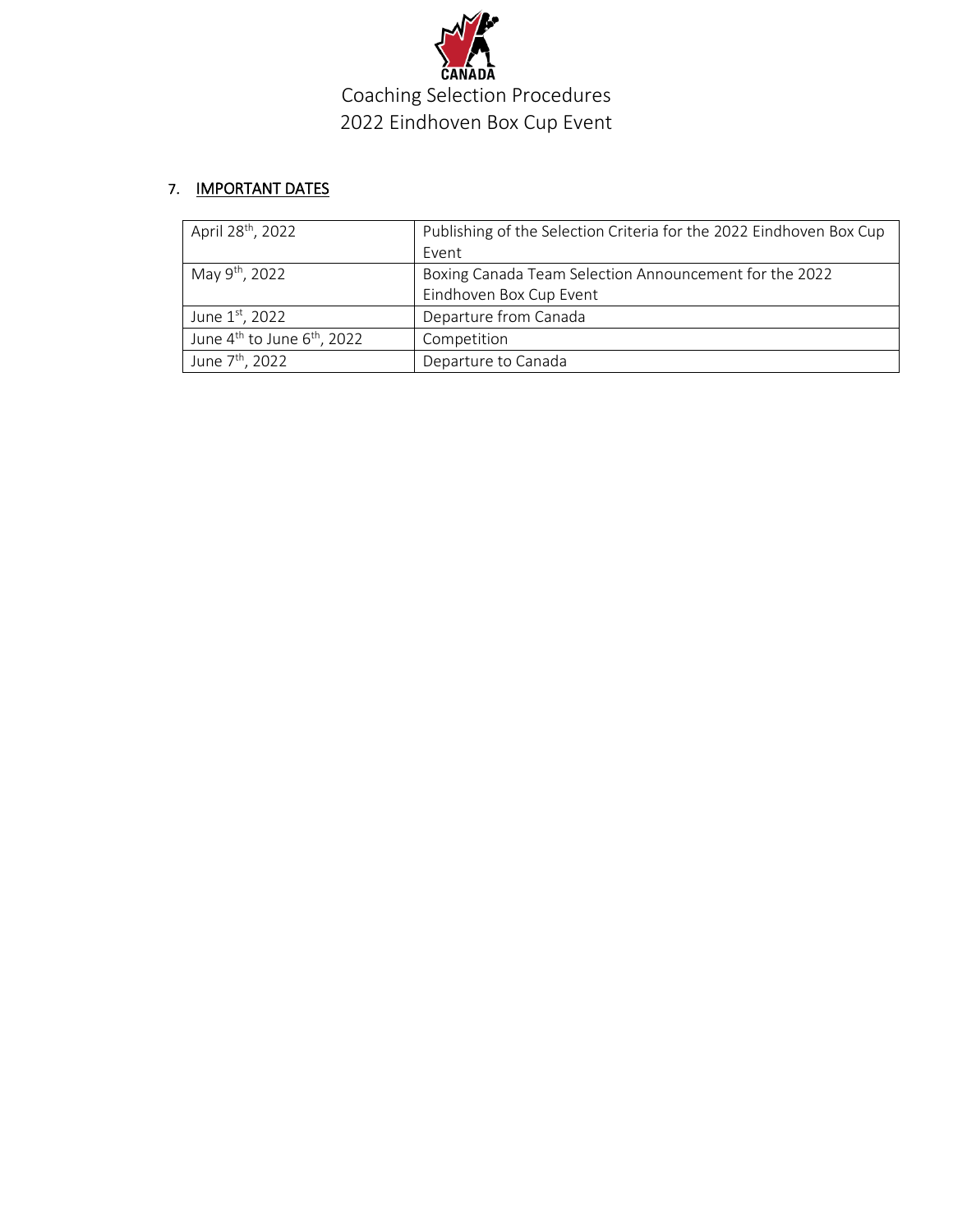## 7. IMPORTANT DATES

| | |
|---|---|
| April 28th, 2022 | Publishing of the Selection Criteria for the 2022 Eindhoven Box Cup Event |
| May 9th, 2022 | Boxing Canada Team Selection Announcement for the 2022 Eindhoven Box Cup Event |
| June 1st, 2022 | Departure from Canada |
| June 4th to June 6th, 2022 | Competition |
| June 7th, 2022 | Departure to Canada |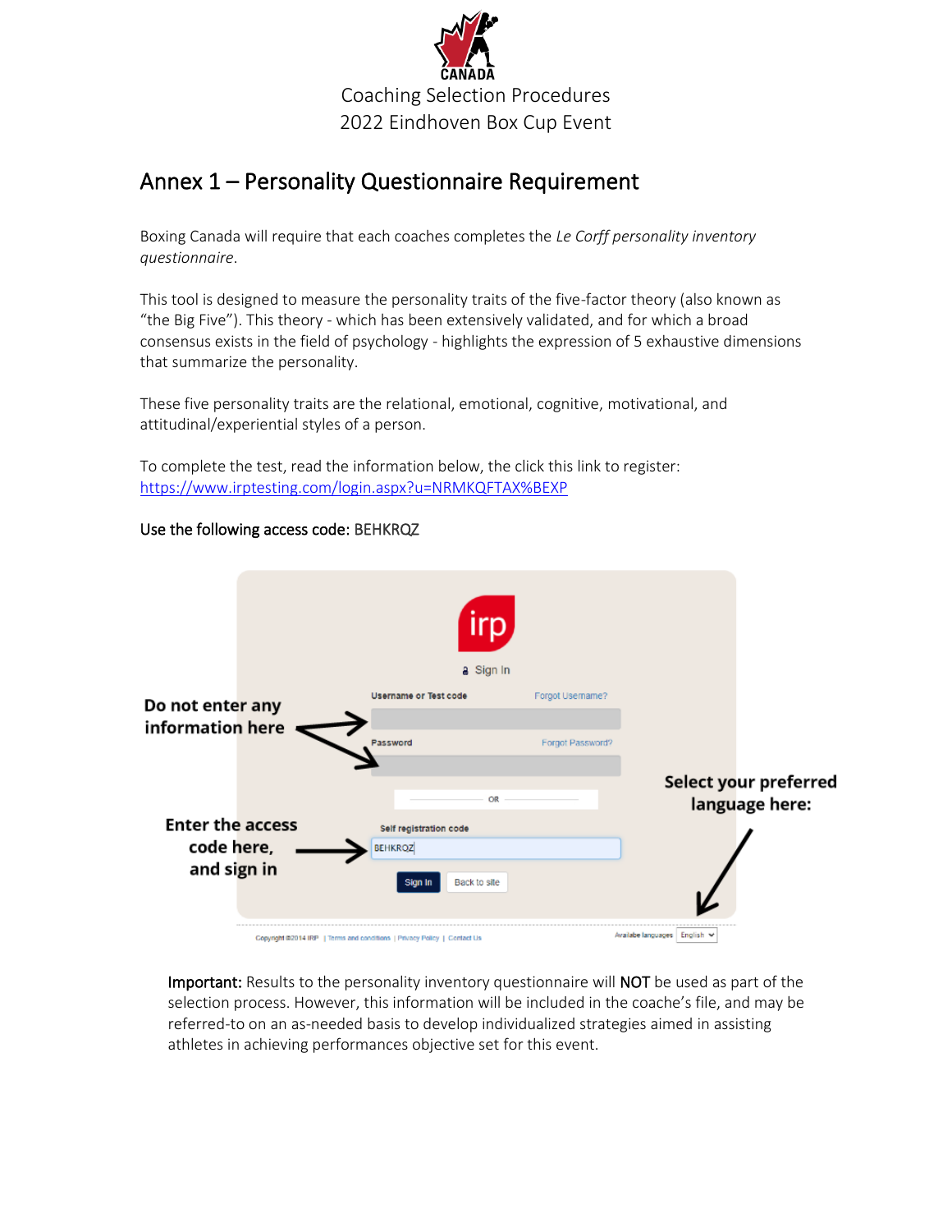# Annex 1 – Personality Questionnaire Requirement

Boxing Canada will require that each coaches completes the *Le Corff personality inventory questionnaire*.

This tool is designed to measure the personality traits of the five-factor theory (also known as "the Big Five"). This theory - which has been extensively validated, and for which a broad consensus exists in the field of psychology - highlights the expression of 5 exhaustive dimensions that summarize the personality.

These five personality traits are the relational, emotional, cognitive, motivational, and attitudinal/experiential styles of a person.

To complete the test, read the information below, the click this link to register: https://www.irptesting.com/login.aspx?u=NRMKQFTAX%BEXP

Use the following access code: BEHKRQZ

Do not enter any information here

Enter the access code here, and sign in

Select your preferred language here:

**Important:** Results to the personality inventory questionnaire will **NOT** be used as part of the selection process. However, this information will be included in the coache's file, and may be referred-to on an as-needed basis to develop individualized strategies aimed in assisting athletes in achieving performances objective set for this event.